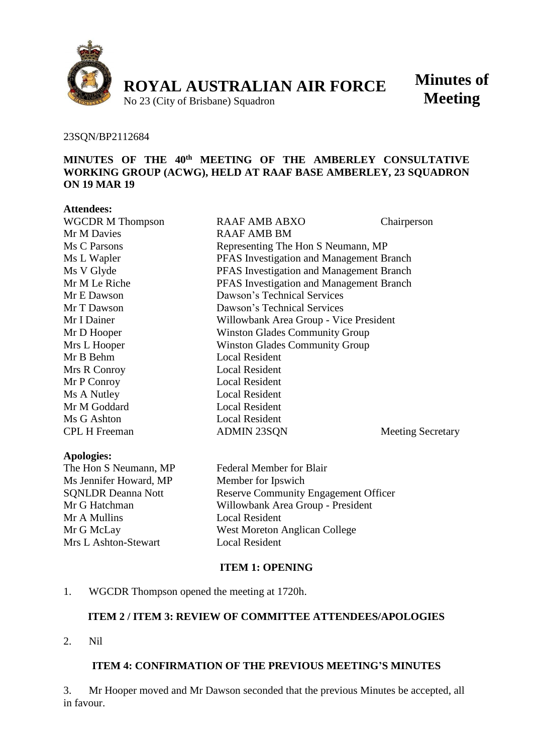**ROYAL AUSTRALIAN AIR FORCE**
No 23 (City of Brisbane) Squadron

**Minutes of Meeting**

23SQN/BP2112684

**MINUTES OF THE 40th MEETING OF THE AMBERLEY CONSULTATIVE WORKING GROUP (ACWG), HELD AT RAAF BASE AMBERLEY, 23 SQUADRON ON 19 MAR 19**

**Attendees:**

| | | |
|---|---|---|
| WGCDR M Thompson | RAAF AMB ABXO | Chairperson |
| Mr M Davies | RAAF AMB BM | |
| Ms C Parsons | Representing The Hon S Neumann, MP | |
| Ms L Wapler | PFAS Investigation and Management Branch | |
| Ms V Glyde | PFAS Investigation and Management Branch | |
| Mr M Le Riche | PFAS Investigation and Management Branch | |
| Mr E Dawson | Dawson's Technical Services | |
| Mr T Dawson | Dawson's Technical Services | |
| Mr I Dainer | Willowbank Area Group - Vice President | |
| Mr D Hooper | Winston Glades Community Group | |
| Mrs L Hooper | Winston Glades Community Group | |
| Mr B Behm | Local Resident | |
| Mrs R Conroy | Local Resident | |
| Mr P Conroy | Local Resident | |
| Ms A Nutley | Local Resident | |
| Mr M Goddard | Local Resident | |
| Ms G Ashton | Local Resident | |
| CPL H Freeman | ADMIN 23SQN | Meeting Secretary |

**Apologies:**

| | |
|---|---|
| The Hon S Neumann, MP | Federal Member for Blair |
| Ms Jennifer Howard, MP | Member for Ipswich |
| SQNLDR Deanna Nott | Reserve Community Engagement Officer |
| Mr G Hatchman | Willowbank Area Group - President |
| Mr A Mullins | Local Resident |
| Mr G McLay | West Moreton Anglican College |
| Mrs L Ashton-Stewart | Local Resident |

**ITEM 1: OPENING**

1. WGCDR Thompson opened the meeting at 1720h.

**ITEM 2 / ITEM 3: REVIEW OF COMMITTEE ATTENDEES/APOLOGIES**

2. Nil

**ITEM 4: CONFIRMATION OF THE PREVIOUS MEETING'S MINUTES**

3. Mr Hooper moved and Mr Dawson seconded that the previous Minutes be accepted, all in favour.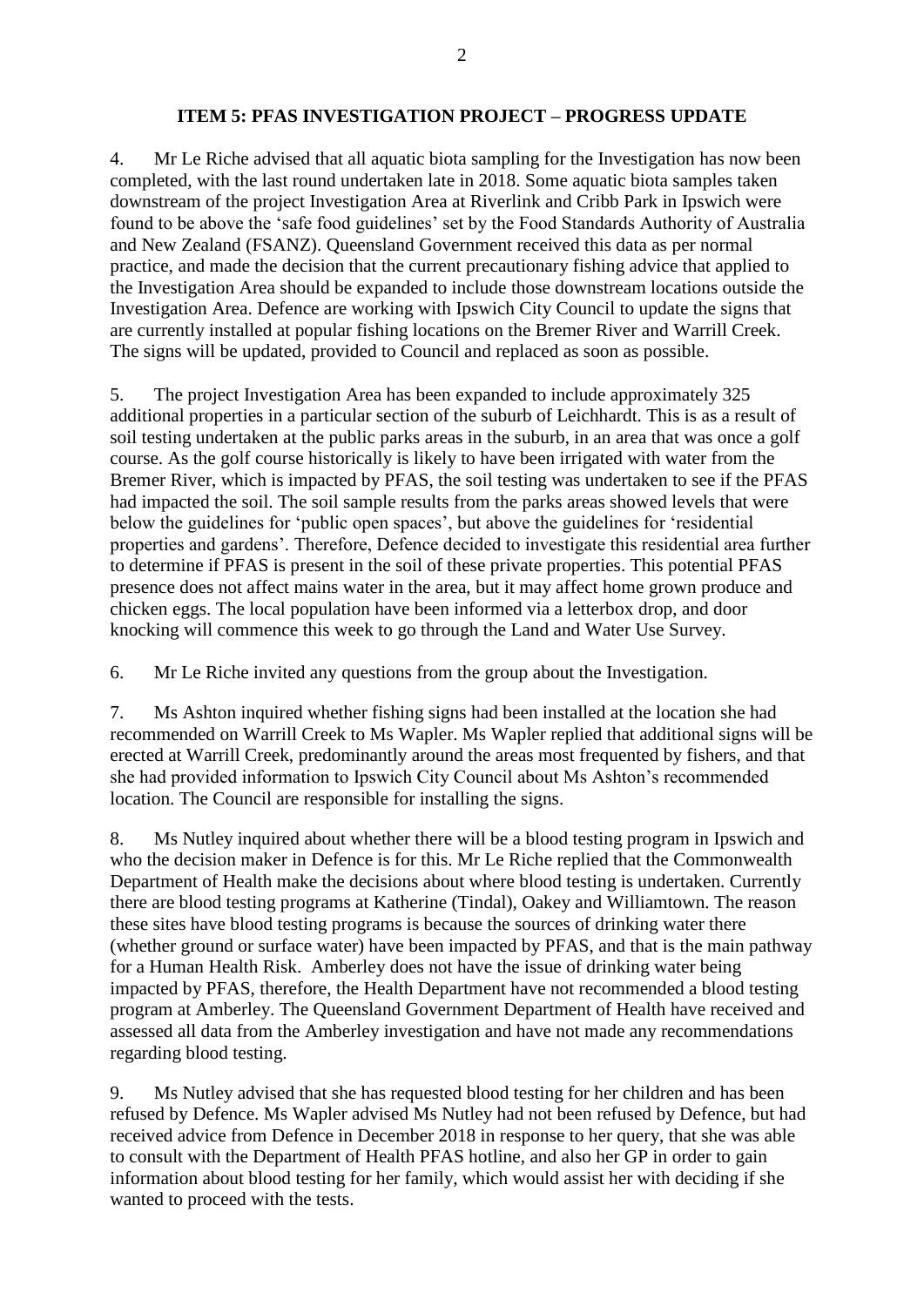## ITEM 5: PFAS INVESTIGATION PROJECT – PROGRESS UPDATE

4. Mr Le Riche advised that all aquatic biota sampling for the Investigation has now been completed, with the last round undertaken late in 2018. Some aquatic biota samples taken downstream of the project Investigation Area at Riverlink and Cribb Park in Ipswich were found to be above the 'safe food guidelines' set by the Food Standards Authority of Australia and New Zealand (FSANZ). Queensland Government received this data as per normal practice, and made the decision that the current precautionary fishing advice that applied to the Investigation Area should be expanded to include those downstream locations outside the Investigation Area. Defence are working with Ipswich City Council to update the signs that are currently installed at popular fishing locations on the Bremer River and Warrill Creek. The signs will be updated, provided to Council and replaced as soon as possible.

5. The project Investigation Area has been expanded to include approximately 325 additional properties in a particular section of the suburb of Leichhardt. This is as a result of soil testing undertaken at the public parks areas in the suburb, in an area that was once a golf course. As the golf course historically is likely to have been irrigated with water from the Bremer River, which is impacted by PFAS, the soil testing was undertaken to see if the PFAS had impacted the soil. The soil sample results from the parks areas showed levels that were below the guidelines for 'public open spaces', but above the guidelines for 'residential properties and gardens'. Therefore, Defence decided to investigate this residential area further to determine if PFAS is present in the soil of these private properties. This potential PFAS presence does not affect mains water in the area, but it may affect home grown produce and chicken eggs. The local population have been informed via a letterbox drop, and door knocking will commence this week to go through the Land and Water Use Survey.

6. Mr Le Riche invited any questions from the group about the Investigation.

7. Ms Ashton inquired whether fishing signs had been installed at the location she had recommended on Warrill Creek to Ms Wapler. Ms Wapler replied that additional signs will be erected at Warrill Creek, predominantly around the areas most frequented by fishers, and that she had provided information to Ipswich City Council about Ms Ashton's recommended location. The Council are responsible for installing the signs.

8. Ms Nutley inquired about whether there will be a blood testing program in Ipswich and who the decision maker in Defence is for this. Mr Le Riche replied that the Commonwealth Department of Health make the decisions about where blood testing is undertaken. Currently there are blood testing programs at Katherine (Tindal), Oakey and Williamtown. The reason these sites have blood testing programs is because the sources of drinking water there (whether ground or surface water) have been impacted by PFAS, and that is the main pathway for a Human Health Risk. Amberley does not have the issue of drinking water being impacted by PFAS, therefore, the Health Department have not recommended a blood testing program at Amberley. The Queensland Government Department of Health have received and assessed all data from the Amberley investigation and have not made any recommendations regarding blood testing.

9. Ms Nutley advised that she has requested blood testing for her children and has been refused by Defence. Ms Wapler advised Ms Nutley had not been refused by Defence, but had received advice from Defence in December 2018 in response to her query, that she was able to consult with the Department of Health PFAS hotline, and also her GP in order to gain information about blood testing for her family, which would assist her with deciding if she wanted to proceed with the tests.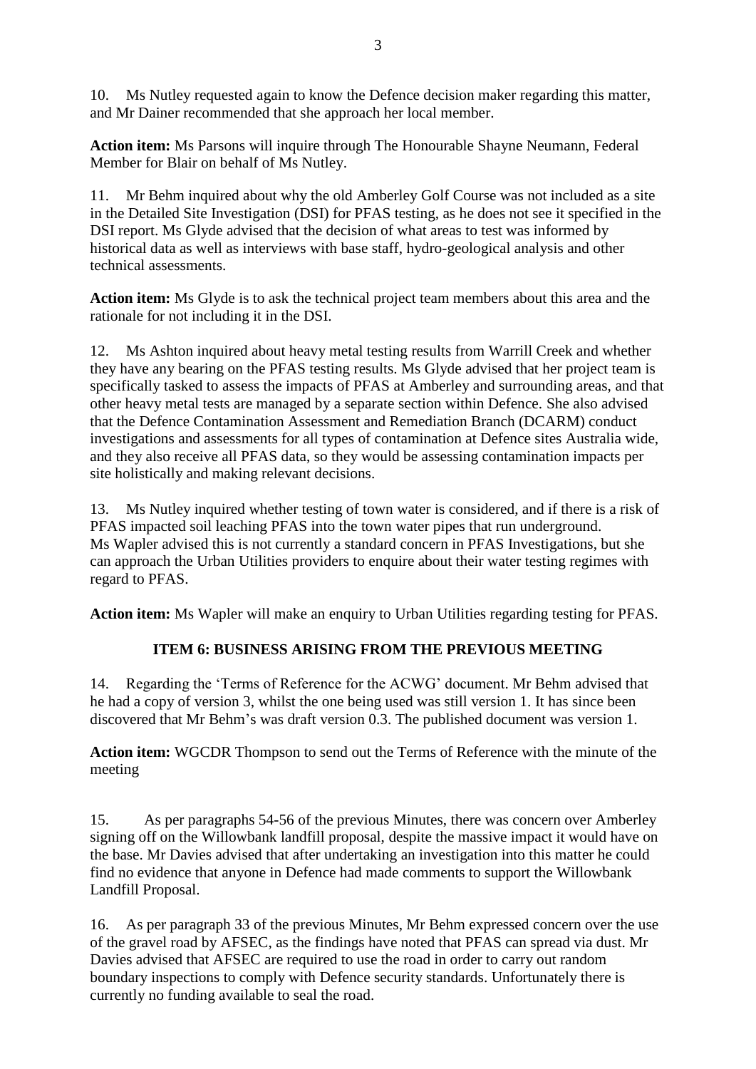10. Ms Nutley requested again to know the Defence decision maker regarding this matter, and Mr Dainer recommended that she approach her local member.

**Action item:** Ms Parsons will inquire through The Honourable Shayne Neumann, Federal Member for Blair on behalf of Ms Nutley.

11. Mr Behm inquired about why the old Amberley Golf Course was not included as a site in the Detailed Site Investigation (DSI) for PFAS testing, as he does not see it specified in the DSI report. Ms Glyde advised that the decision of what areas to test was informed by historical data as well as interviews with base staff, hydro-geological analysis and other technical assessments.

**Action item:** Ms Glyde is to ask the technical project team members about this area and the rationale for not including it in the DSI.

12. Ms Ashton inquired about heavy metal testing results from Warrill Creek and whether they have any bearing on the PFAS testing results. Ms Glyde advised that her project team is specifically tasked to assess the impacts of PFAS at Amberley and surrounding areas, and that other heavy metal tests are managed by a separate section within Defence. She also advised that the Defence Contamination Assessment and Remediation Branch (DCARM) conduct investigations and assessments for all types of contamination at Defence sites Australia wide, and they also receive all PFAS data, so they would be assessing contamination impacts per site holistically and making relevant decisions.

13. Ms Nutley inquired whether testing of town water is considered, and if there is a risk of PFAS impacted soil leaching PFAS into the town water pipes that run underground. Ms Wapler advised this is not currently a standard concern in PFAS Investigations, but she can approach the Urban Utilities providers to enquire about their water testing regimes with regard to PFAS.

**Action item:** Ms Wapler will make an enquiry to Urban Utilities regarding testing for PFAS.

## ITEM 6: BUSINESS ARISING FROM THE PREVIOUS MEETING

14. Regarding the 'Terms of Reference for the ACWG' document. Mr Behm advised that he had a copy of version 3, whilst the one being used was still version 1. It has since been discovered that Mr Behm's was draft version 0.3. The published document was version 1.

**Action item:** WGCDR Thompson to send out the Terms of Reference with the minute of the meeting

15. As per paragraphs 54-56 of the previous Minutes, there was concern over Amberley signing off on the Willowbank landfill proposal, despite the massive impact it would have on the base. Mr Davies advised that after undertaking an investigation into this matter he could find no evidence that anyone in Defence had made comments to support the Willowbank Landfill Proposal.

16. As per paragraph 33 of the previous Minutes, Mr Behm expressed concern over the use of the gravel road by AFSEC, as the findings have noted that PFAS can spread via dust. Mr Davies advised that AFSEC are required to use the road in order to carry out random boundary inspections to comply with Defence security standards. Unfortunately there is currently no funding available to seal the road.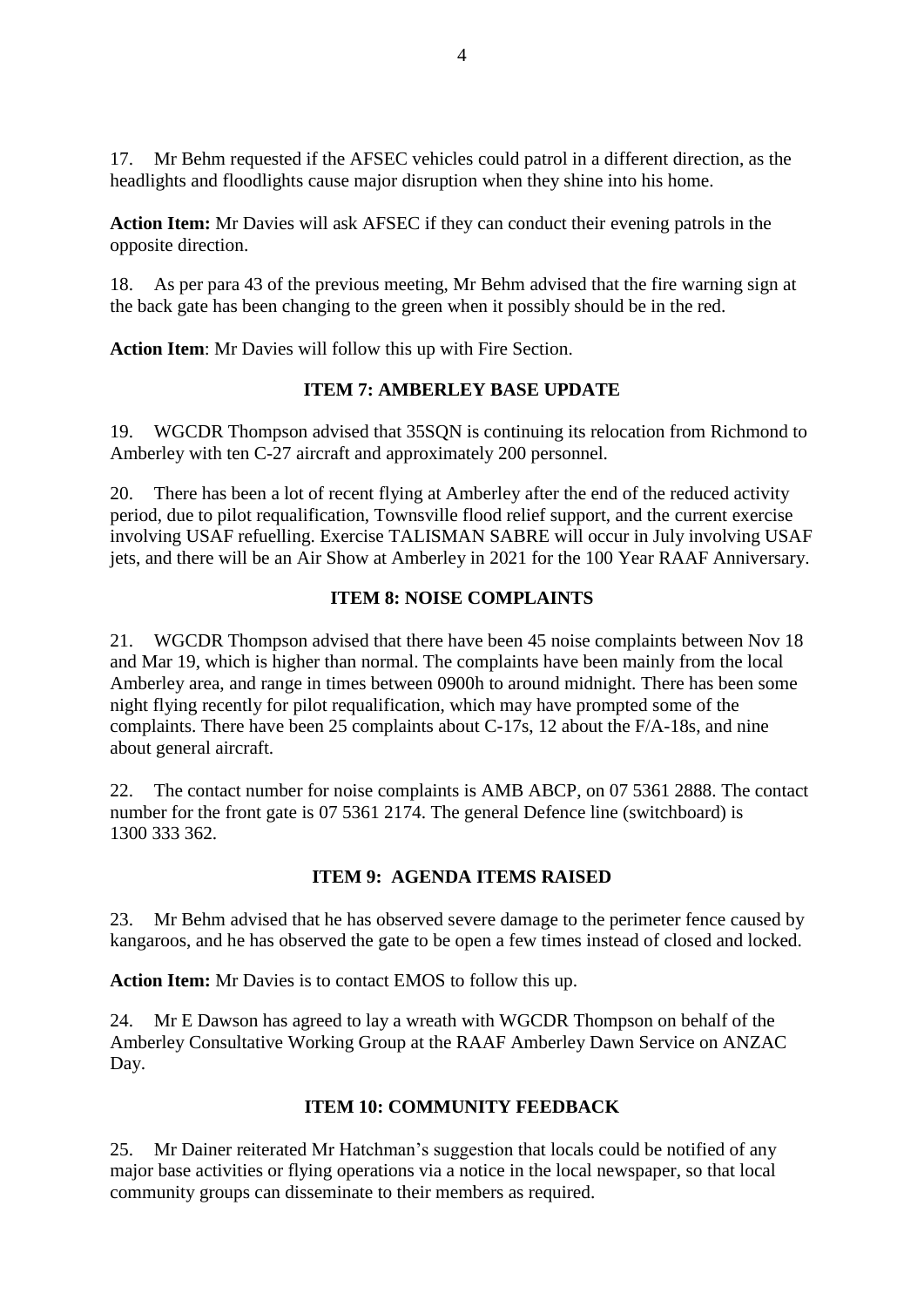17. Mr Behm requested if the AFSEC vehicles could patrol in a different direction, as the headlights and floodlights cause major disruption when they shine into his home.

**Action Item:** Mr Davies will ask AFSEC if they can conduct their evening patrols in the opposite direction.

18. As per para 43 of the previous meeting, Mr Behm advised that the fire warning sign at the back gate has been changing to the green when it possibly should be in the red.

**Action Item**: Mr Davies will follow this up with Fire Section.

## ITEM 7: AMBERLEY BASE UPDATE

19. WGCDR Thompson advised that 35SQN is continuing its relocation from Richmond to Amberley with ten C-27 aircraft and approximately 200 personnel.

20. There has been a lot of recent flying at Amberley after the end of the reduced activity period, due to pilot requalification, Townsville flood relief support, and the current exercise involving USAF refuelling. Exercise TALISMAN SABRE will occur in July involving USAF jets, and there will be an Air Show at Amberley in 2021 for the 100 Year RAAF Anniversary.

## ITEM 8: NOISE COMPLAINTS

21. WGCDR Thompson advised that there have been 45 noise complaints between Nov 18 and Mar 19, which is higher than normal. The complaints have been mainly from the local Amberley area, and range in times between 0900h to around midnight. There has been some night flying recently for pilot requalification, which may have prompted some of the complaints. There have been 25 complaints about C-17s, 12 about the F/A-18s, and nine about general aircraft.

22. The contact number for noise complaints is AMB ABCP, on 07 5361 2888. The contact number for the front gate is 07 5361 2174. The general Defence line (switchboard) is 1300 333 362.

## ITEM 9: AGENDA ITEMS RAISED

23. Mr Behm advised that he has observed severe damage to the perimeter fence caused by kangaroos, and he has observed the gate to be open a few times instead of closed and locked.

**Action Item:** Mr Davies is to contact EMOS to follow this up.

24. Mr E Dawson has agreed to lay a wreath with WGCDR Thompson on behalf of the Amberley Consultative Working Group at the RAAF Amberley Dawn Service on ANZAC Day.

## ITEM 10: COMMUNITY FEEDBACK

25. Mr Dainer reiterated Mr Hatchman's suggestion that locals could be notified of any major base activities or flying operations via a notice in the local newspaper, so that local community groups can disseminate to their members as required.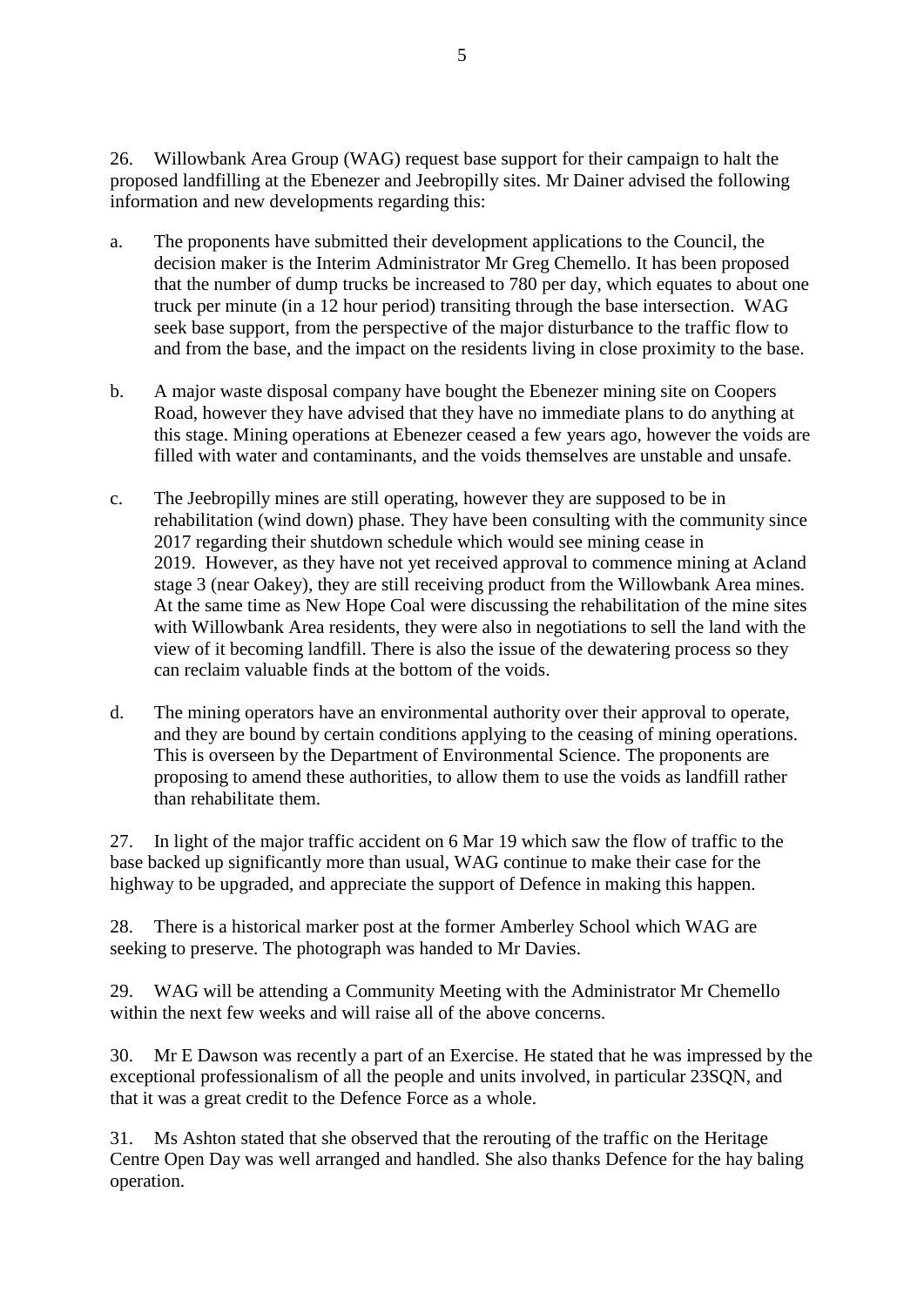26. Willowbank Area Group (WAG) request base support for their campaign to halt the proposed landfilling at the Ebenezer and Jeebropilly sites. Mr Dainer advised the following information and new developments regarding this:

a. The proponents have submitted their development applications to the Council, the decision maker is the Interim Administrator Mr Greg Chemello. It has been proposed that the number of dump trucks be increased to 780 per day, which equates to about one truck per minute (in a 12 hour period) transiting through the base intersection. WAG seek base support, from the perspective of the major disturbance to the traffic flow to and from the base, and the impact on the residents living in close proximity to the base.

b. A major waste disposal company have bought the Ebenezer mining site on Coopers Road, however they have advised that they have no immediate plans to do anything at this stage. Mining operations at Ebenezer ceased a few years ago, however the voids are filled with water and contaminants, and the voids themselves are unstable and unsafe.

c. The Jeebropilly mines are still operating, however they are supposed to be in rehabilitation (wind down) phase. They have been consulting with the community since 2017 regarding their shutdown schedule which would see mining cease in 2019. However, as they have not yet received approval to commence mining at Acland stage 3 (near Oakey), they are still receiving product from the Willowbank Area mines. At the same time as New Hope Coal were discussing the rehabilitation of the mine sites with Willowbank Area residents, they were also in negotiations to sell the land with the view of it becoming landfill. There is also the issue of the dewatering process so they can reclaim valuable finds at the bottom of the voids.

d. The mining operators have an environmental authority over their approval to operate, and they are bound by certain conditions applying to the ceasing of mining operations. This is overseen by the Department of Environmental Science. The proponents are proposing to amend these authorities, to allow them to use the voids as landfill rather than rehabilitate them.

27. In light of the major traffic accident on 6 Mar 19 which saw the flow of traffic to the base backed up significantly more than usual, WAG continue to make their case for the highway to be upgraded, and appreciate the support of Defence in making this happen.

28. There is a historical marker post at the former Amberley School which WAG are seeking to preserve. The photograph was handed to Mr Davies.

29. WAG will be attending a Community Meeting with the Administrator Mr Chemello within the next few weeks and will raise all of the above concerns.

30. Mr E Dawson was recently a part of an Exercise. He stated that he was impressed by the exceptional professionalism of all the people and units involved, in particular 23SQN, and that it was a great credit to the Defence Force as a whole.

31. Ms Ashton stated that she observed that the rerouting of the traffic on the Heritage Centre Open Day was well arranged and handled. She also thanks Defence for the hay baling operation.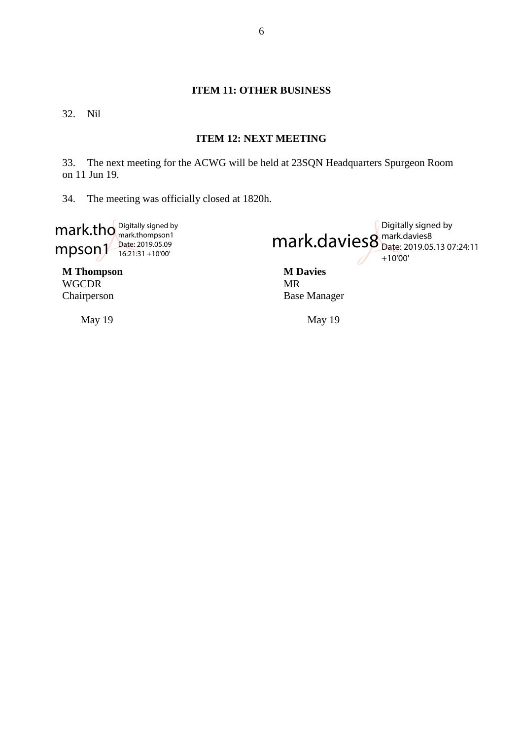**ITEM 11: OTHER BUSINESS**

32. Nil

**ITEM 12: NEXT MEETING**

33. The next meeting for the ACWG will be held at 23SQN Headquarters Spurgeon Room on 11 Jun 19.

34. The meeting was officially closed at 1820h.

mark.thompson1 Digitally signed by mark.thompson1 Date: 2019.05.09 16:21:31 +10'00'

**M Thompson**
WGCDR
Chairperson

May 19

mark.davies8 Digitally signed by mark.davies8 Date: 2019.05.13 07:24:11 +10'00'

**M Davies**
MR
Base Manager

May 19